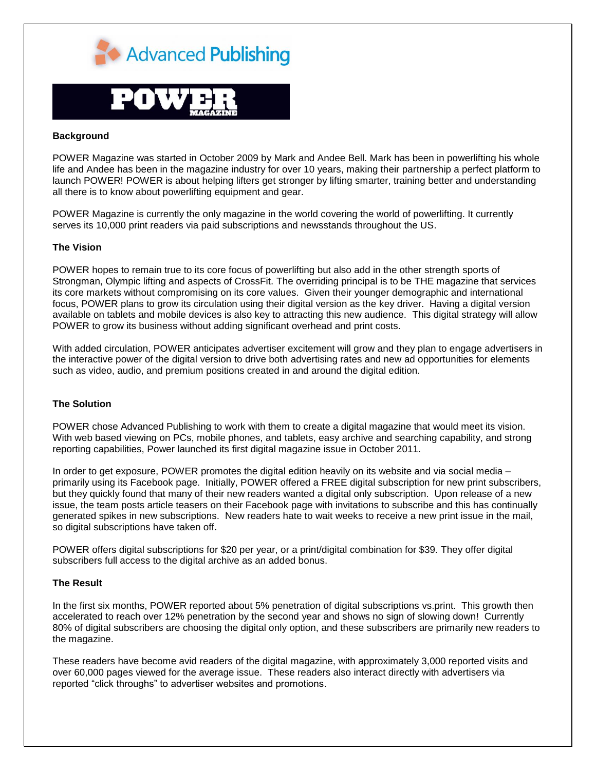Advanced Publishing

POWER MAGAZINE

**Background**

POWER Magazine was started in October 2009 by Mark and Andee Bell. Mark has been in powerlifting his whole life and Andee has been in the magazine industry for over 10 years, making their partnership a perfect platform to launch POWER! POWER is about helping lifters get stronger by lifting smarter, training better and understanding all there is to know about powerlifting equipment and gear.

POWER Magazine is currently the only magazine in the world covering the world of powerlifting. It currently serves its 10,000 print readers via paid subscriptions and newsstands throughout the US.

**The Vision**

POWER hopes to remain true to its core focus of powerlifting but also add in the other strength sports of Strongman, Olympic lifting and aspects of CrossFit. The overriding principal is to be THE magazine that services its core markets without compromising on its core values. Given their younger demographic and international focus, POWER plans to grow its circulation using their digital version as the key driver. Having a digital version available on tablets and mobile devices is also key to attracting this new audience. This digital strategy will allow POWER to grow its business without adding significant overhead and print costs.

With added circulation, POWER anticipates advertiser excitement will grow and they plan to engage advertisers in the interactive power of the digital version to drive both advertising rates and new ad opportunities for elements such as video, audio, and premium positions created in and around the digital edition.

**The Solution**

POWER chose Advanced Publishing to work with them to create a digital magazine that would meet its vision. With web based viewing on PCs, mobile phones, and tablets, easy archive and searching capability, and strong reporting capabilities, Power launched its first digital magazine issue in October 2011.

In order to get exposure, POWER promotes the digital edition heavily on its website and via social media – primarily using its Facebook page. Initially, POWER offered a FREE digital subscription for new print subscribers, but they quickly found that many of their new readers wanted a digital only subscription. Upon release of a new issue, the team posts article teasers on their Facebook page with invitations to subscribe and this has continually generated spikes in new subscriptions. New readers hate to wait weeks to receive a new print issue in the mail, so digital subscriptions have taken off.

POWER offers digital subscriptions for $20 per year, or a print/digital combination for $39. They offer digital subscribers full access to the digital archive as an added bonus.

**The Result**

In the first six months, POWER reported about 5% penetration of digital subscriptions vs.print. This growth then accelerated to reach over 12% penetration by the second year and shows no sign of slowing down! Currently 80% of digital subscribers are choosing the digital only option, and these subscribers are primarily new readers to the magazine.

These readers have become avid readers of the digital magazine, with approximately 3,000 reported visits and over 60,000 pages viewed for the average issue. These readers also interact directly with advertisers via reported "click throughs" to advertiser websites and promotions.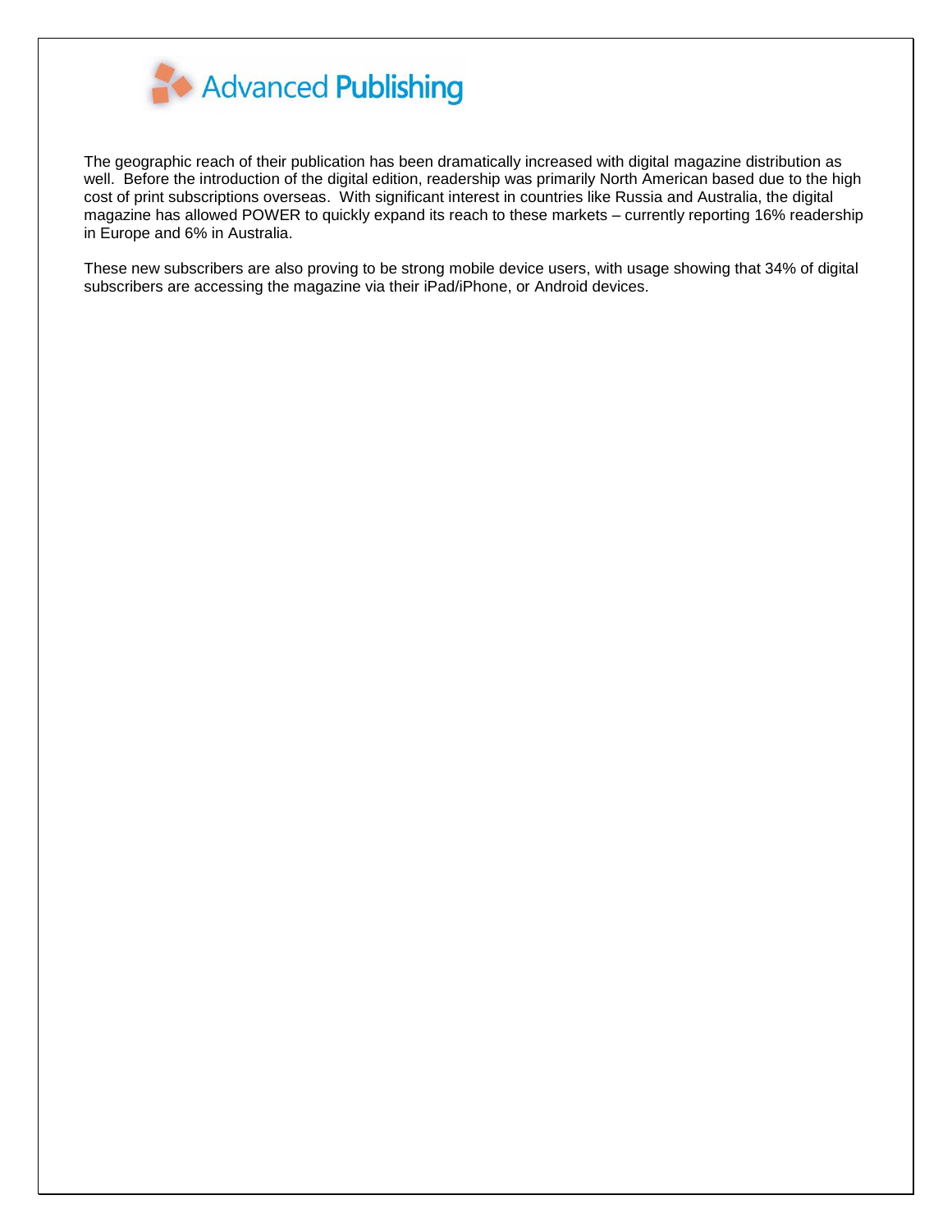The geographic reach of their publication has been dramatically increased with digital magazine distribution as well. Before the introduction of the digital edition, readership was primarily North American based due to the high cost of print subscriptions overseas. With significant interest in countries like Russia and Australia, the digital magazine has allowed POWER to quickly expand its reach to these markets – currently reporting 16% readership in Europe and 6% in Australia.

These new subscribers are also proving to be strong mobile device users, with usage showing that 34% of digital subscribers are accessing the magazine via their iPad/iPhone, or Android devices.